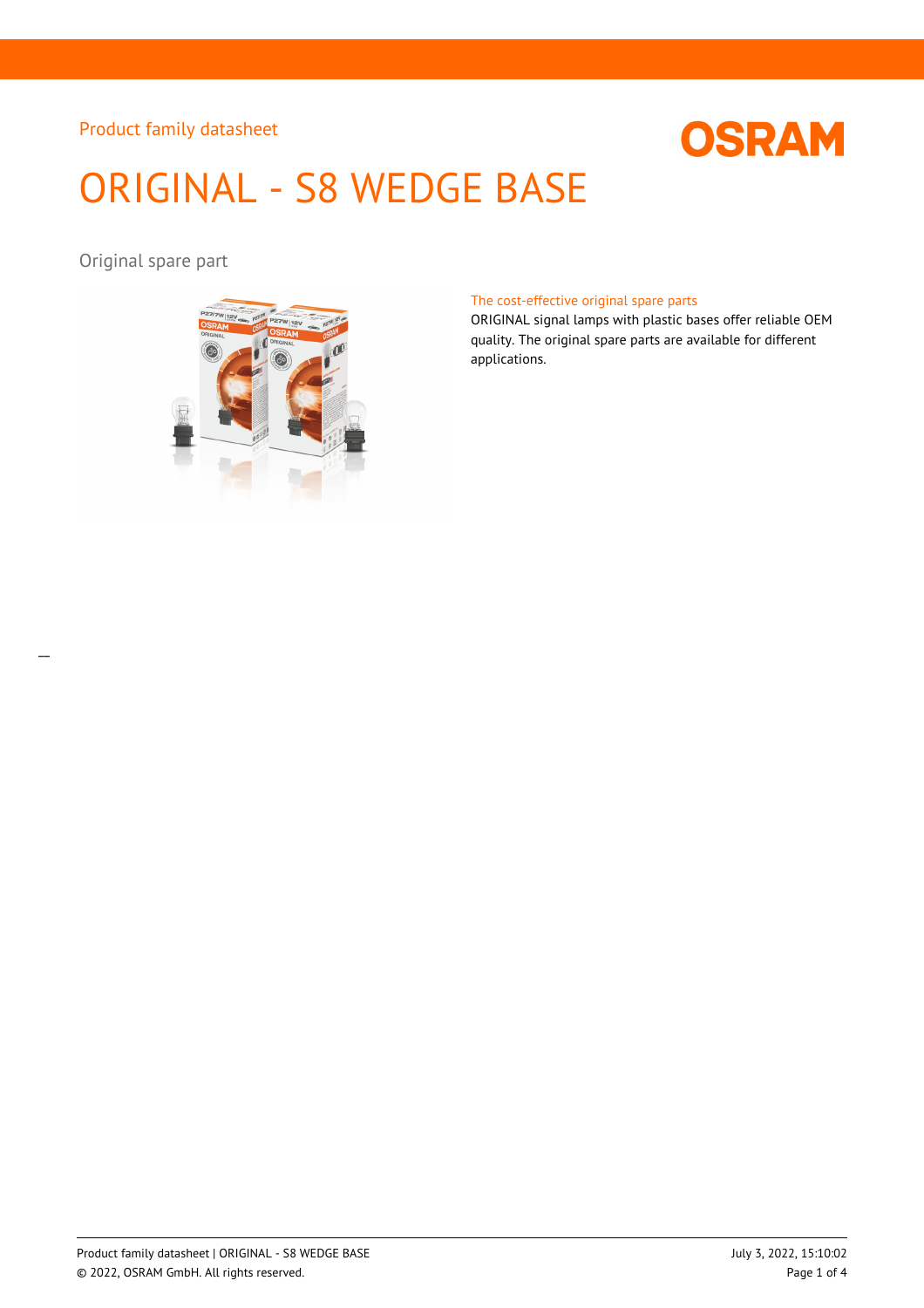Product family datasheet

# ORIGINAL - S8 WEDGE BASE

Original spare part

### The cost-effective original spare parts

ORIGINAL signal lamps with plastic bases offer reliable OEM quality. The original spare parts are available for different applications.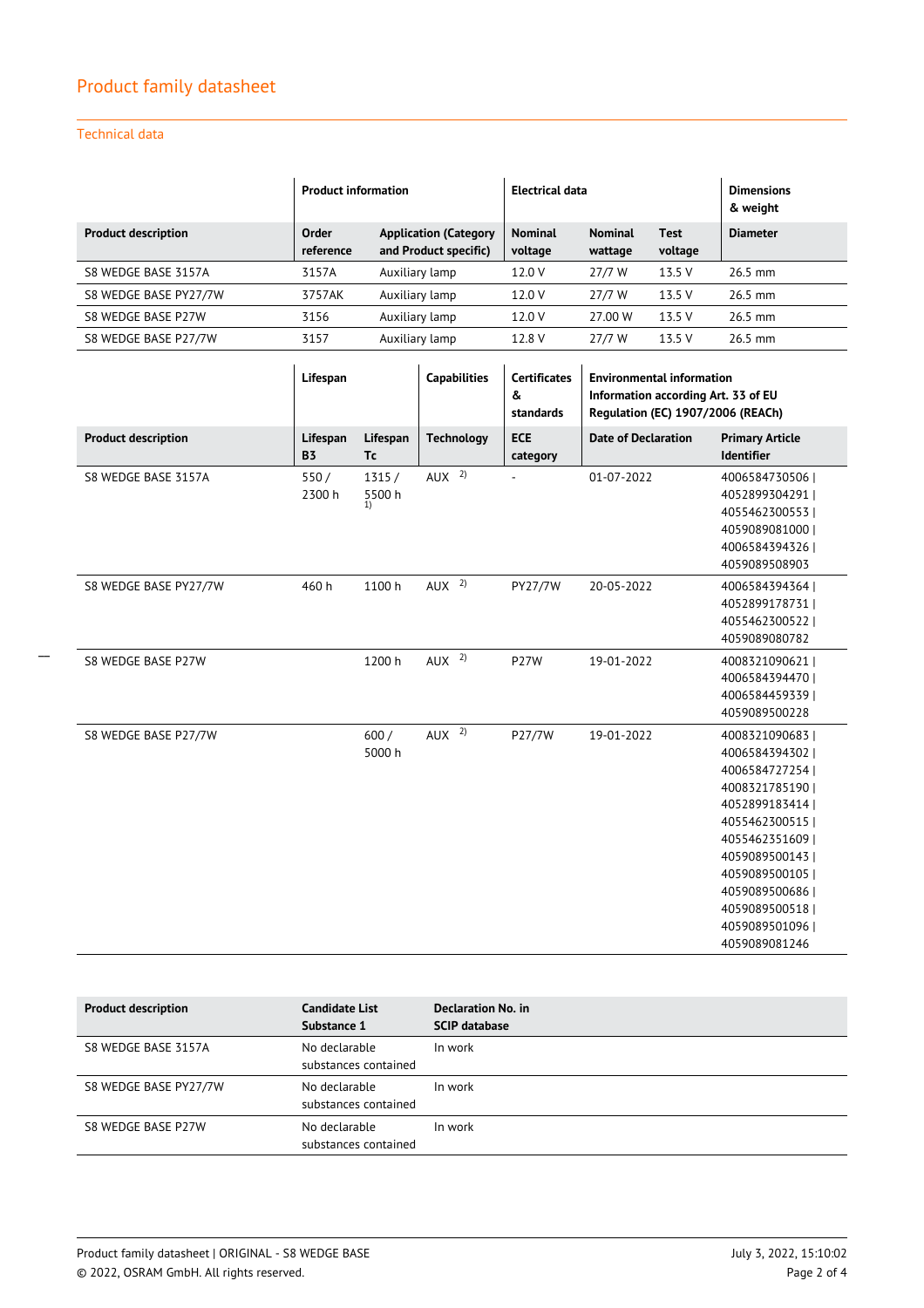## Product family datasheet

### Technical data

| | Product information | | Electrical data | | | Dimensions & weight |
|---|---|---|---|---|---|---|
| **Product description** | **Order reference** | **Application (Category and Product specific)** | **Nominal voltage** | **Nominal wattage** | **Test voltage** | **Diameter** |
| S8 WEDGE BASE 3157A | 3157A | Auxiliary lamp | 12.0 V | 27/7 W | 13.5 V | 26.5 mm |
| S8 WEDGE BASE PY27/7W | 3757AK | Auxiliary lamp | 12.0 V | 27/7 W | 13.5 V | 26.5 mm |
| S8 WEDGE BASE P27W | 3156 | Auxiliary lamp | 12.0 V | 27.00 W | 13.5 V | 26.5 mm |
| S8 WEDGE BASE P27/7W | 3157 | Auxiliary lamp | 12.8 V | 27/7 W | 13.5 V | 26.5 mm |

| | Lifespan | | Capabilities | Certificates & standards | Environmental information Information according Art. 33 of EU Regulation (EC) 1907/2006 (REACh) | |
|---|---|---|---|---|---|---|
| **Product description** | **Lifespan B3** | **Lifespan Tc** | **Technology** | **ECE category** | **Date of Declaration** | **Primary Article Identifier** |
| S8 WEDGE BASE 3157A | 550 / 2300 h | 1315 / 5500 h [1] | AUX [2] | - | 01-07-2022 | 4006584730506 \| 4052899304291 \| 4055462300553 \| 4059089081000 \| 4006584394326 \| 4059089508903 |
| S8 WEDGE BASE PY27/7W | 460 h | 1100 h | AUX [2] | PY27/7W | 20-05-2022 | 4006584394364 \| 4052899178731 \| 4055462300522 \| 4059089080782 |
| S8 WEDGE BASE P27W | | 1200 h | AUX [2] | P27W | 19-01-2022 | 4008321090621 \| 4006584394470 \| 4006584459339 \| 4059089500228 |
| S8 WEDGE BASE P27/7W | | 600 / 5000 h | AUX [2] | P27/7W | 19-01-2022 | 4008321090683 \| 4006584394302 \| 4006584727254 \| 4008321785190 \| 4052899183414 \| 4055462300515 \| 4055462351609 \| 4059089500143 \| 4059089500105 \| 4059089500686 \| 4059089500518 \| 4059089501096 \| 4059089081246 |

| Product description | Candidate List Substance 1 | Declaration No. in SCIP database |
|---|---|---|
| S8 WEDGE BASE 3157A | No declarable substances contained | In work |
| S8 WEDGE BASE PY27/7W | No declarable substances contained | In work |
| S8 WEDGE BASE P27W | No declarable substances contained | In work |

Product family datasheet | ORIGINAL - S8 WEDGE BASE

July 3, 2022, 15:10:02

© 2022, OSRAM GmbH. All rights reserved.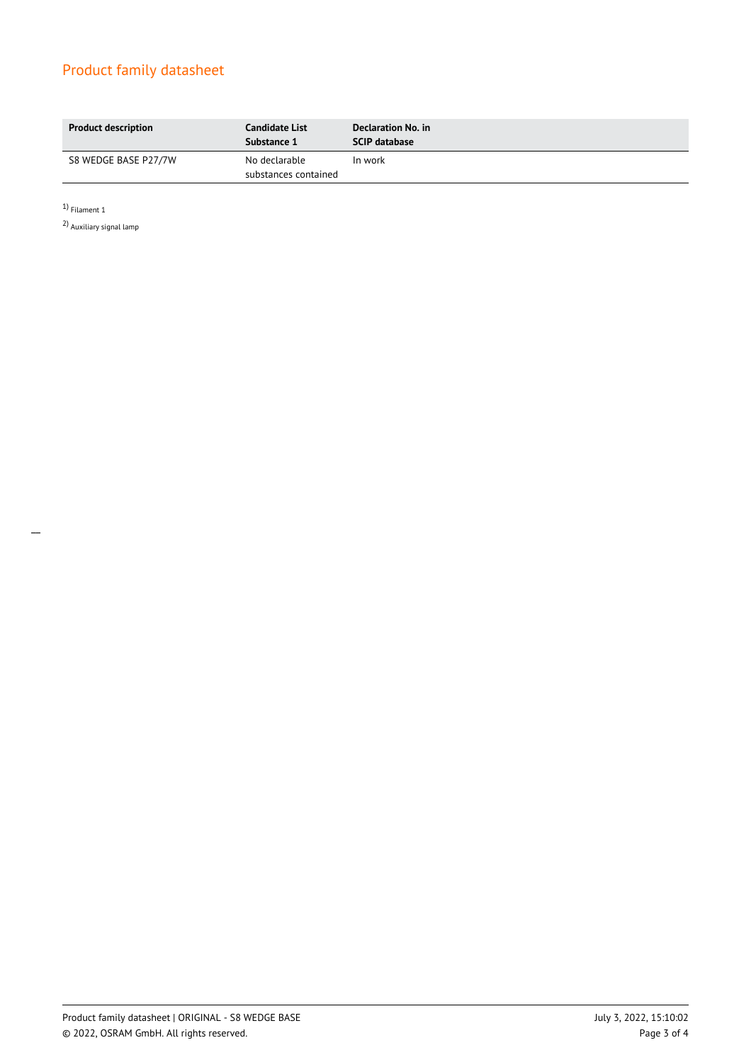| Product description | Candidate List Substance 1 | Declaration No. in SCIP database |
| --- | --- | --- |
| S8 WEDGE BASE P27/7W | No declarable substances contained | In work |

1) Filament 1

2) Auxiliary signal lamp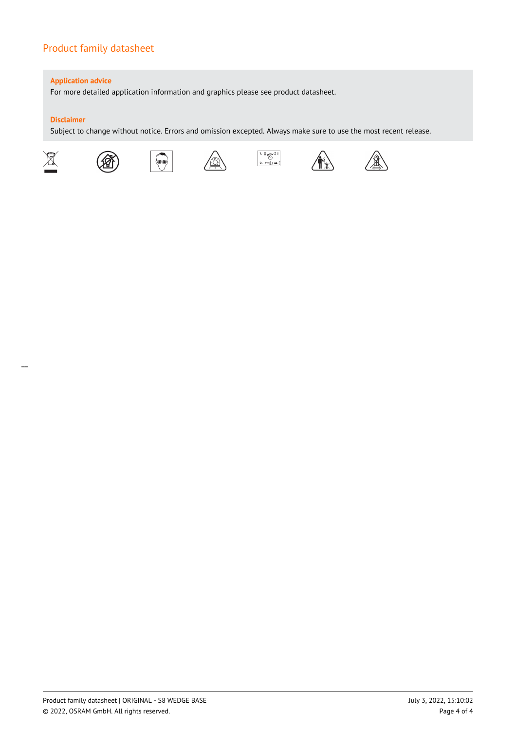## Application advice

For more detailed application information and graphics please see product datasheet.

## Disclaimer

Subject to change without notice. Errors and omission excepted. Always make sure to use the most recent release.